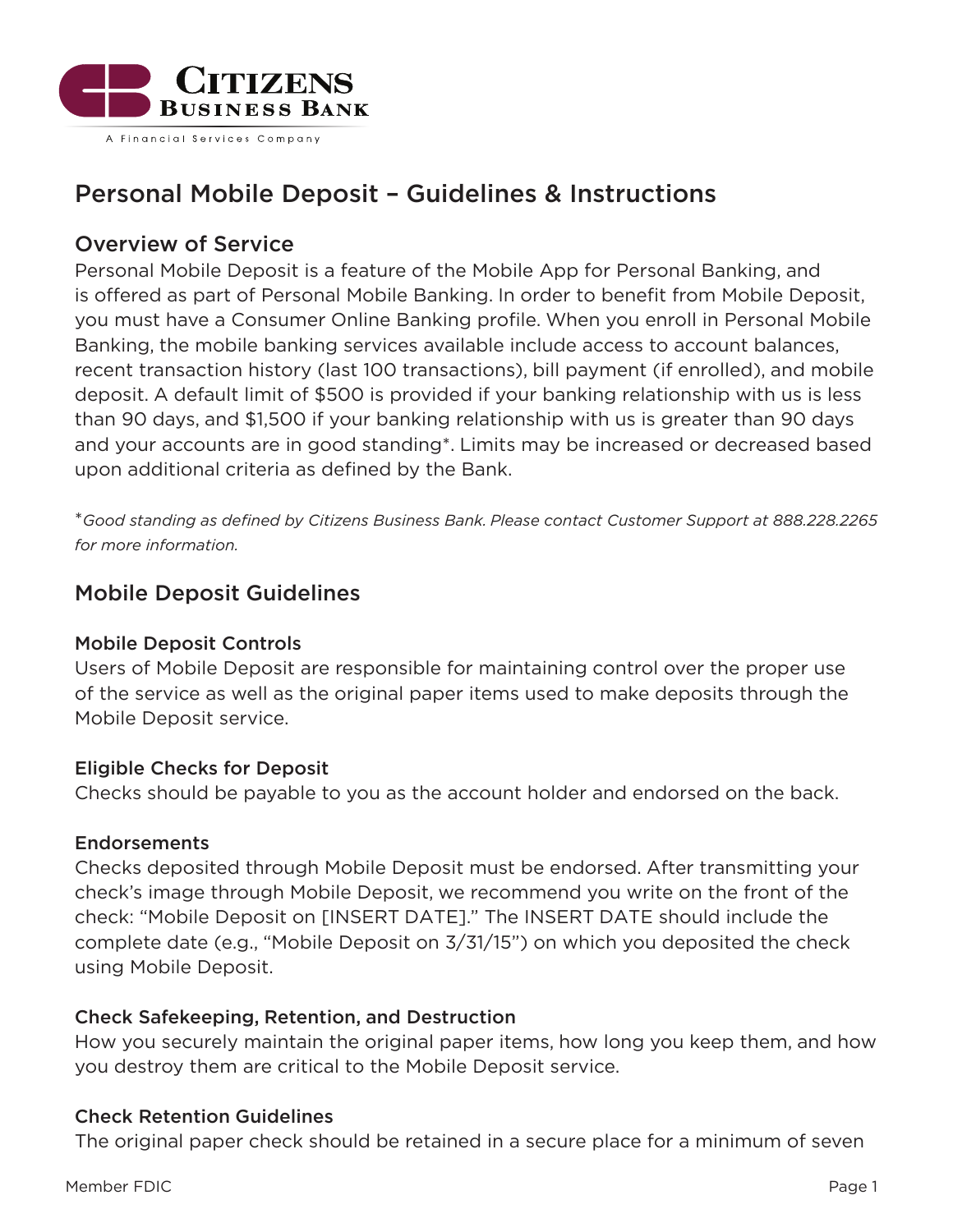Citizens Business Bank

A Financial Services Company

# Personal Mobile Deposit – Guidelines & Instructions

## Overview of Service

Personal Mobile Deposit is a feature of the Mobile App for Personal Banking, and is offered as part of Personal Mobile Banking. In order to benefit from Mobile Deposit, you must have a Consumer Online Banking profile. When you enroll in Personal Mobile Banking, the mobile banking services available include access to account balances, recent transaction history (last 100 transactions), bill payment (if enrolled), and mobile deposit. A default limit of $500 is provided if your banking relationship with us is less than 90 days, and $1,500 if your banking relationship with us is greater than 90 days and your accounts are in good standing*. Limits may be increased or decreased based upon additional criteria as defined by the Bank.

*\*Good standing as defined by Citizens Business Bank. Please contact Customer Support at 888.228.2265 for more information.*

## Mobile Deposit Guidelines

### Mobile Deposit Controls

Users of Mobile Deposit are responsible for maintaining control over the proper use of the service as well as the original paper items used to make deposits through the Mobile Deposit service.

### Eligible Checks for Deposit

Checks should be payable to you as the account holder and endorsed on the back.

### Endorsements

Checks deposited through Mobile Deposit must be endorsed. After transmitting your check's image through Mobile Deposit, we recommend you write on the front of the check: "Mobile Deposit on [INSERT DATE]." The INSERT DATE should include the complete date (e.g., "Mobile Deposit on 3/31/15") on which you deposited the check using Mobile Deposit.

### Check Safekeeping, Retention, and Destruction

How you securely maintain the original paper items, how long you keep them, and how you destroy them are critical to the Mobile Deposit service.

### Check Retention Guidelines

The original paper check should be retained in a secure place for a minimum of seven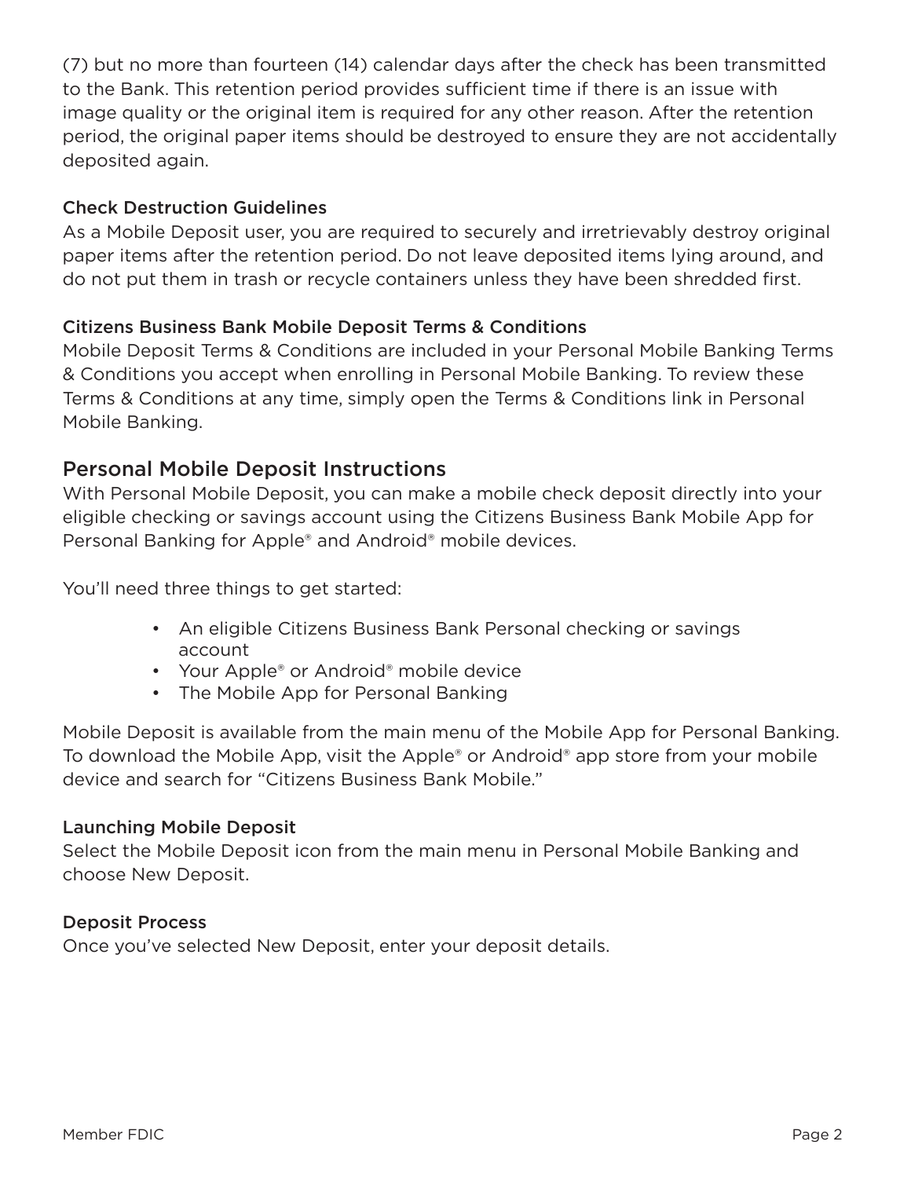(7) but no more than fourteen (14) calendar days after the check has been transmitted to the Bank. This retention period provides sufficient time if there is an issue with image quality or the original item is required for any other reason. After the retention period, the original paper items should be destroyed to ensure they are not accidentally deposited again.

### Check Destruction Guidelines

As a Mobile Deposit user, you are required to securely and irretrievably destroy original paper items after the retention period. Do not leave deposited items lying around, and do not put them in trash or recycle containers unless they have been shredded first.

### Citizens Business Bank Mobile Deposit Terms & Conditions

Mobile Deposit Terms & Conditions are included in your Personal Mobile Banking Terms & Conditions you accept when enrolling in Personal Mobile Banking. To review these Terms & Conditions at any time, simply open the Terms & Conditions link in Personal Mobile Banking.

## Personal Mobile Deposit Instructions

With Personal Mobile Deposit, you can make a mobile check deposit directly into your eligible checking or savings account using the Citizens Business Bank Mobile App for Personal Banking for Apple® and Android® mobile devices.

You'll need three things to get started:

- An eligible Citizens Business Bank Personal checking or savings account
- Your Apple® or Android® mobile device
- The Mobile App for Personal Banking

Mobile Deposit is available from the main menu of the Mobile App for Personal Banking. To download the Mobile App, visit the Apple® or Android® app store from your mobile device and search for "Citizens Business Bank Mobile."

### Launching Mobile Deposit

Select the Mobile Deposit icon from the main menu in Personal Mobile Banking and choose New Deposit.

### Deposit Process

Once you've selected New Deposit, enter your deposit details.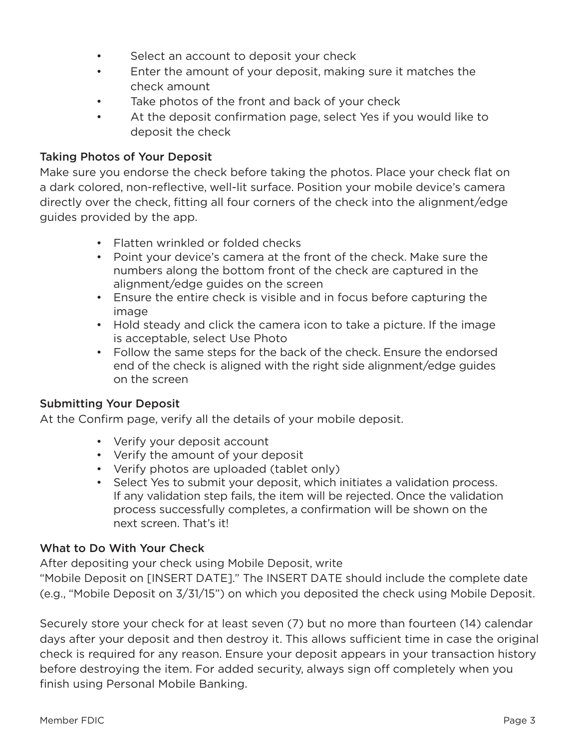- Select an account to deposit your check
- Enter the amount of your deposit, making sure it matches the check amount
- Take photos of the front and back of your check
- At the deposit confirmation page, select Yes if you would like to deposit the check

### Taking Photos of Your Deposit

Make sure you endorse the check before taking the photos. Place your check flat on a dark colored, non-reflective, well-lit surface. Position your mobile device's camera directly over the check, fitting all four corners of the check into the alignment/edge guides provided by the app.

- Flatten wrinkled or folded checks
- Point your device's camera at the front of the check. Make sure the numbers along the bottom front of the check are captured in the alignment/edge guides on the screen
- Ensure the entire check is visible and in focus before capturing the image
- Hold steady and click the camera icon to take a picture. If the image is acceptable, select Use Photo
- Follow the same steps for the back of the check. Ensure the endorsed end of the check is aligned with the right side alignment/edge guides on the screen

### Submitting Your Deposit

At the Confirm page, verify all the details of your mobile deposit.

- Verify your deposit account
- Verify the amount of your deposit
- Verify photos are uploaded (tablet only)
- Select Yes to submit your deposit, which initiates a validation process. If any validation step fails, the item will be rejected. Once the validation process successfully completes, a confirmation will be shown on the next screen. That's it!

### What to Do With Your Check

After depositing your check using Mobile Deposit, write "Mobile Deposit on [INSERT DATE]." The INSERT DATE should include the complete date (e.g., "Mobile Deposit on 3/31/15") on which you deposited the check using Mobile Deposit.

Securely store your check for at least seven (7) but no more than fourteen (14) calendar days after your deposit and then destroy it. This allows sufficient time in case the original check is required for any reason. Ensure your deposit appears in your transaction history before destroying the item. For added security, always sign off completely when you finish using Personal Mobile Banking.

Member FDIC